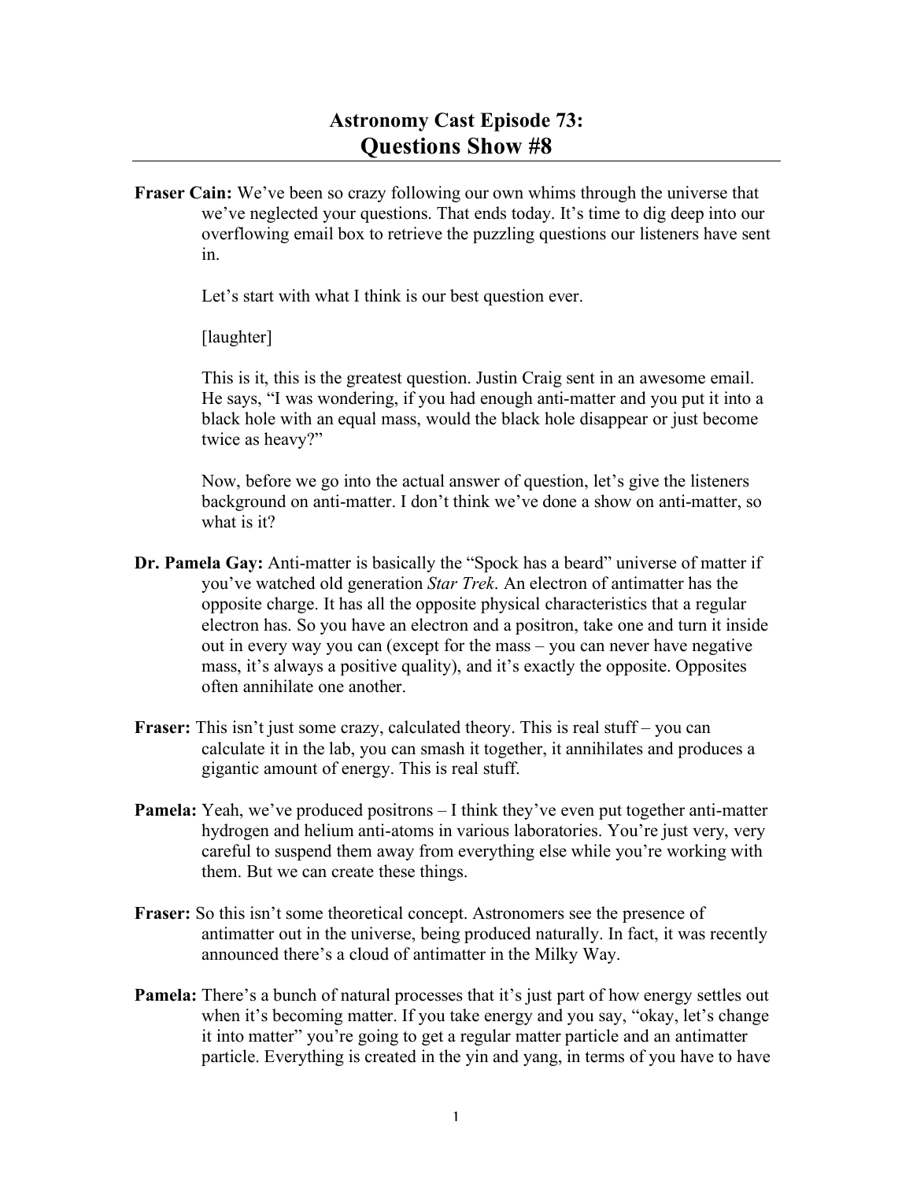# Astronomy Cast Episode 73:
## Questions Show #8

**Fraser Cain:** We've been so crazy following our own whims through the universe that we've neglected your questions. That ends today. It's time to dig deep into our overflowing email box to retrieve the puzzling questions our listeners have sent in.

Let's start with what I think is our best question ever.

[laughter]

This is it, this is the greatest question. Justin Craig sent in an awesome email. He says, "I was wondering, if you had enough anti-matter and you put it into a black hole with an equal mass, would the black hole disappear or just become twice as heavy?"

Now, before we go into the actual answer of question, let's give the listeners background on anti-matter. I don't think we've done a show on anti-matter, so what is it?

**Dr. Pamela Gay:** Anti-matter is basically the "Spock has a beard" universe of matter if you've watched old generation *Star Trek*. An electron of antimatter has the opposite charge. It has all the opposite physical characteristics that a regular electron has. So you have an electron and a positron, take one and turn it inside out in every way you can (except for the mass – you can never have negative mass, it's always a positive quality), and it's exactly the opposite. Opposites often annihilate one another.

**Fraser:** This isn't just some crazy, calculated theory. This is real stuff – you can calculate it in the lab, you can smash it together, it annihilates and produces a gigantic amount of energy. This is real stuff.

**Pamela:** Yeah, we've produced positrons – I think they've even put together anti-matter hydrogen and helium anti-atoms in various laboratories. You're just very, very careful to suspend them away from everything else while you're working with them. But we can create these things.

**Fraser:** So this isn't some theoretical concept. Astronomers see the presence of antimatter out in the universe, being produced naturally. In fact, it was recently announced there's a cloud of antimatter in the Milky Way.

**Pamela:** There's a bunch of natural processes that it's just part of how energy settles out when it's becoming matter. If you take energy and you say, "okay, let's change it into matter" you're going to get a regular matter particle and an antimatter particle. Everything is created in the yin and yang, in terms of you have to have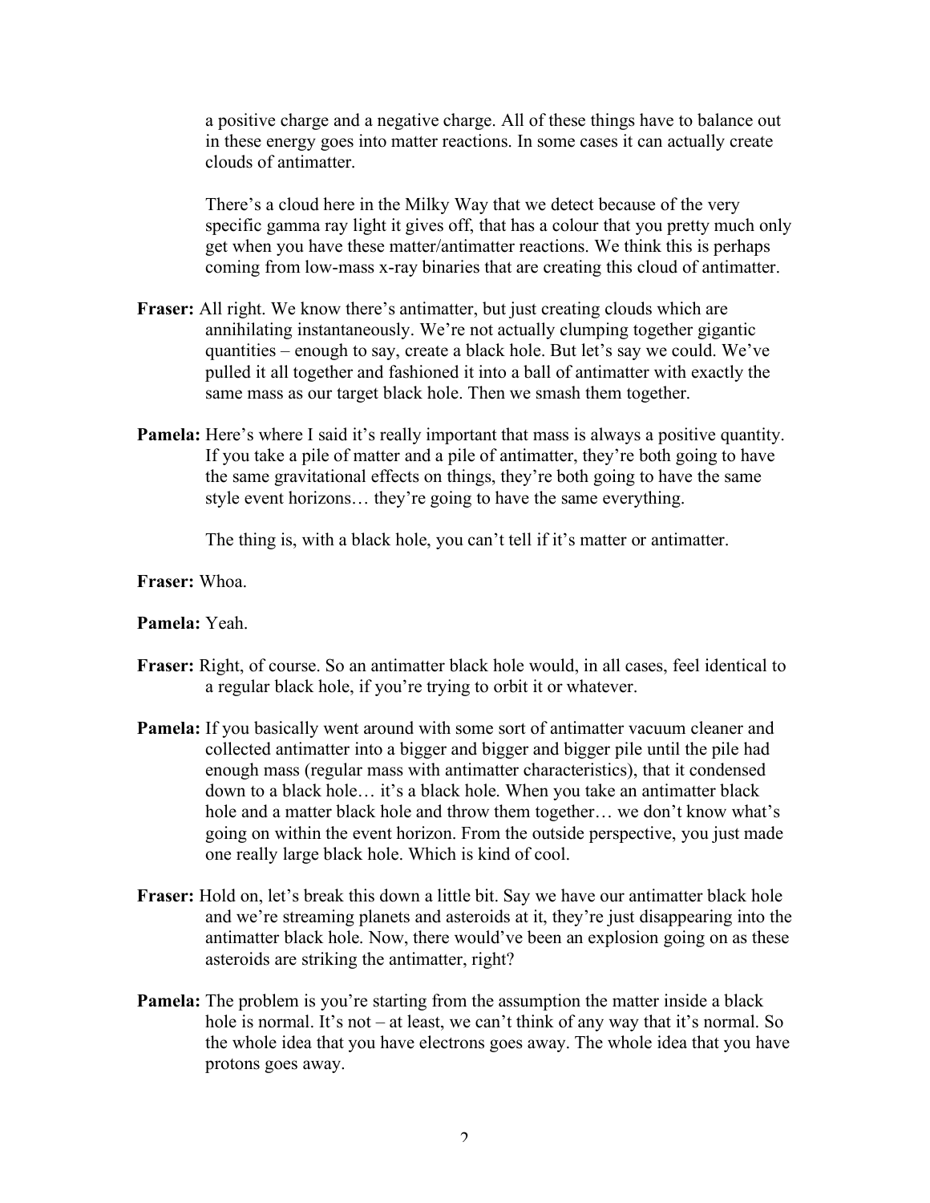a positive charge and a negative charge. All of these things have to balance out in these energy goes into matter reactions. In some cases it can actually create clouds of antimatter.

There's a cloud here in the Milky Way that we detect because of the very specific gamma ray light it gives off, that has a colour that you pretty much only get when you have these matter/antimatter reactions. We think this is perhaps coming from low-mass x-ray binaries that are creating this cloud of antimatter.

**Fraser:** All right. We know there's antimatter, but just creating clouds which are annihilating instantaneously. We're not actually clumping together gigantic quantities – enough to say, create a black hole. But let's say we could. We've pulled it all together and fashioned it into a ball of antimatter with exactly the same mass as our target black hole. Then we smash them together.

**Pamela:** Here's where I said it's really important that mass is always a positive quantity. If you take a pile of matter and a pile of antimatter, they're both going to have the same gravitational effects on things, they're both going to have the same style event horizons… they're going to have the same everything.

The thing is, with a black hole, you can't tell if it's matter or antimatter.

**Fraser:** Whoa.

**Pamela:** Yeah.

**Fraser:** Right, of course. So an antimatter black hole would, in all cases, feel identical to a regular black hole, if you're trying to orbit it or whatever.

**Pamela:** If you basically went around with some sort of antimatter vacuum cleaner and collected antimatter into a bigger and bigger and bigger pile until the pile had enough mass (regular mass with antimatter characteristics), that it condensed down to a black hole… it's a black hole. When you take an antimatter black hole and a matter black hole and throw them together… we don't know what's going on within the event horizon. From the outside perspective, you just made one really large black hole. Which is kind of cool.

**Fraser:** Hold on, let's break this down a little bit. Say we have our antimatter black hole and we're streaming planets and asteroids at it, they're just disappearing into the antimatter black hole. Now, there would've been an explosion going on as these asteroids are striking the antimatter, right?

**Pamela:** The problem is you're starting from the assumption the matter inside a black hole is normal. It's not – at least, we can't think of any way that it's normal. So the whole idea that you have electrons goes away. The whole idea that you have protons goes away.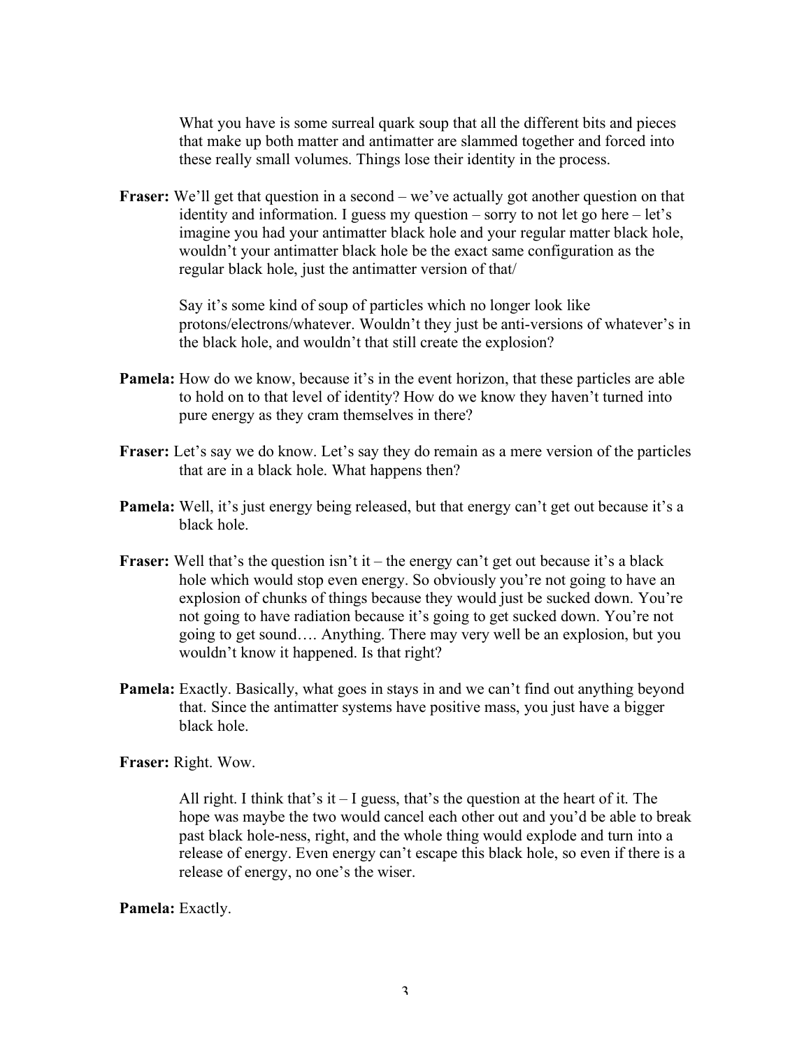What you have is some surreal quark soup that all the different bits and pieces that make up both matter and antimatter are slammed together and forced into these really small volumes. Things lose their identity in the process.

**Fraser:** We'll get that question in a second – we've actually got another question on that identity and information. I guess my question – sorry to not let go here – let's imagine you had your antimatter black hole and your regular matter black hole, wouldn't your antimatter black hole be the exact same configuration as the regular black hole, just the antimatter version of that/

Say it's some kind of soup of particles which no longer look like protons/electrons/whatever. Wouldn't they just be anti-versions of whatever's in the black hole, and wouldn't that still create the explosion?

**Pamela:** How do we know, because it's in the event horizon, that these particles are able to hold on to that level of identity? How do we know they haven't turned into pure energy as they cram themselves in there?

**Fraser:** Let's say we do know. Let's say they do remain as a mere version of the particles that are in a black hole. What happens then?

**Pamela:** Well, it's just energy being released, but that energy can't get out because it's a black hole.

**Fraser:** Well that's the question isn't it – the energy can't get out because it's a black hole which would stop even energy. So obviously you're not going to have an explosion of chunks of things because they would just be sucked down. You're not going to have radiation because it's going to get sucked down. You're not going to get sound…. Anything. There may very well be an explosion, but you wouldn't know it happened. Is that right?

**Pamela:** Exactly. Basically, what goes in stays in and we can't find out anything beyond that. Since the antimatter systems have positive mass, you just have a bigger black hole.

**Fraser:** Right. Wow.

All right. I think that's it – I guess, that's the question at the heart of it. The hope was maybe the two would cancel each other out and you'd be able to break past black hole-ness, right, and the whole thing would explode and turn into a release of energy. Even energy can't escape this black hole, so even if there is a release of energy, no one's the wiser.

**Pamela:** Exactly.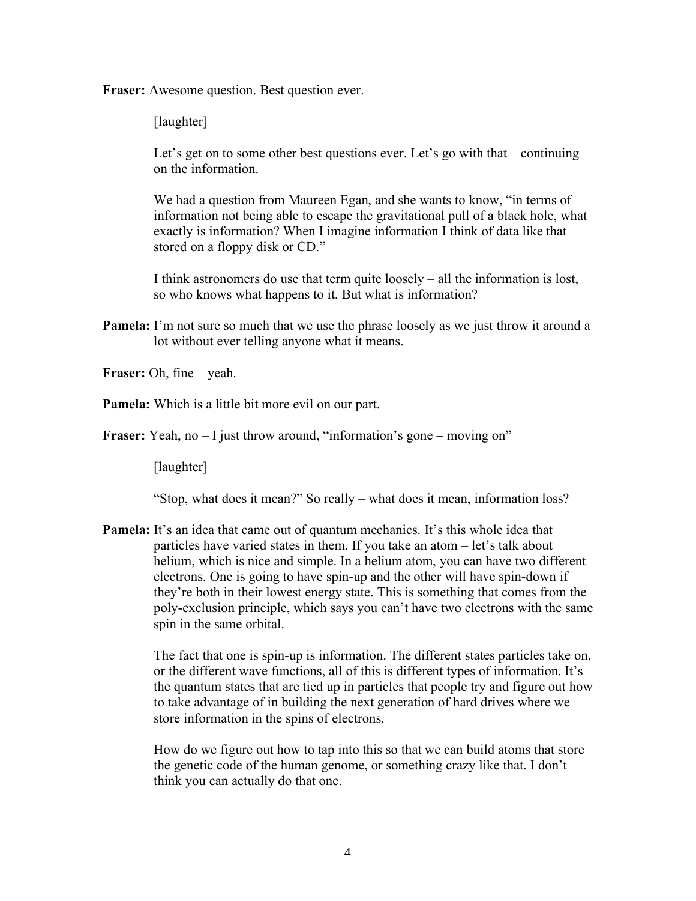**Fraser:** Awesome question. Best question ever.

[laughter]

Let's get on to some other best questions ever. Let's go with that – continuing on the information.

We had a question from Maureen Egan, and she wants to know, "in terms of information not being able to escape the gravitational pull of a black hole, what exactly is information? When I imagine information I think of data like that stored on a floppy disk or CD."

I think astronomers do use that term quite loosely – all the information is lost, so who knows what happens to it. But what is information?

**Pamela:** I'm not sure so much that we use the phrase loosely as we just throw it around a lot without ever telling anyone what it means.

**Fraser:** Oh, fine – yeah.

**Pamela:** Which is a little bit more evil on our part.

**Fraser:** Yeah, no – I just throw around, "information's gone – moving on"

[laughter]

"Stop, what does it mean?" So really – what does it mean, information loss?

**Pamela:** It's an idea that came out of quantum mechanics. It's this whole idea that particles have varied states in them. If you take an atom – let's talk about helium, which is nice and simple. In a helium atom, you can have two different electrons. One is going to have spin-up and the other will have spin-down if they're both in their lowest energy state. This is something that comes from the poly-exclusion principle, which says you can't have two electrons with the same spin in the same orbital.

The fact that one is spin-up is information. The different states particles take on, or the different wave functions, all of this is different types of information. It's the quantum states that are tied up in particles that people try and figure out how to take advantage of in building the next generation of hard drives where we store information in the spins of electrons.

How do we figure out how to tap into this so that we can build atoms that store the genetic code of the human genome, or something crazy like that. I don't think you can actually do that one.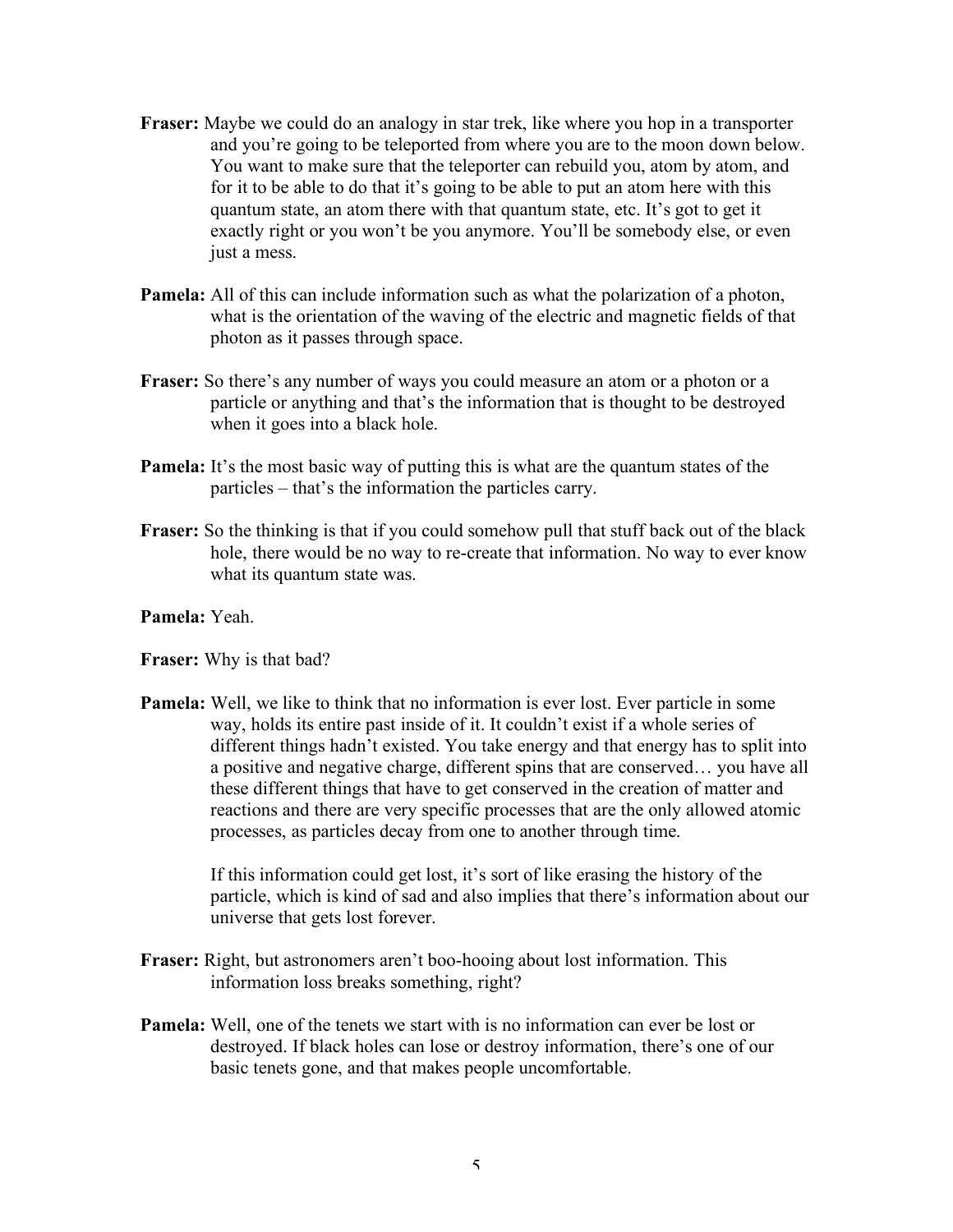**Fraser:** Maybe we could do an analogy in star trek, like where you hop in a transporter and you're going to be teleported from where you are to the moon down below. You want to make sure that the teleporter can rebuild you, atom by atom, and for it to be able to do that it's going to be able to put an atom here with this quantum state, an atom there with that quantum state, etc. It's got to get it exactly right or you won't be you anymore. You'll be somebody else, or even just a mess.

**Pamela:** All of this can include information such as what the polarization of a photon, what is the orientation of the waving of the electric and magnetic fields of that photon as it passes through space.

**Fraser:** So there's any number of ways you could measure an atom or a photon or a particle or anything and that's the information that is thought to be destroyed when it goes into a black hole.

**Pamela:** It's the most basic way of putting this is what are the quantum states of the particles – that's the information the particles carry.

**Fraser:** So the thinking is that if you could somehow pull that stuff back out of the black hole, there would be no way to re-create that information. No way to ever know what its quantum state was.

**Pamela:** Yeah.

**Fraser:** Why is that bad?

**Pamela:** Well, we like to think that no information is ever lost. Ever particle in some way, holds its entire past inside of it. It couldn't exist if a whole series of different things hadn't existed. You take energy and that energy has to split into a positive and negative charge, different spins that are conserved… you have all these different things that have to get conserved in the creation of matter and reactions and there are very specific processes that are the only allowed atomic processes, as particles decay from one to another through time.

If this information could get lost, it's sort of like erasing the history of the particle, which is kind of sad and also implies that there's information about our universe that gets lost forever.

**Fraser:** Right, but astronomers aren't boo-hooing about lost information. This information loss breaks something, right?

**Pamela:** Well, one of the tenets we start with is no information can ever be lost or destroyed. If black holes can lose or destroy information, there's one of our basic tenets gone, and that makes people uncomfortable.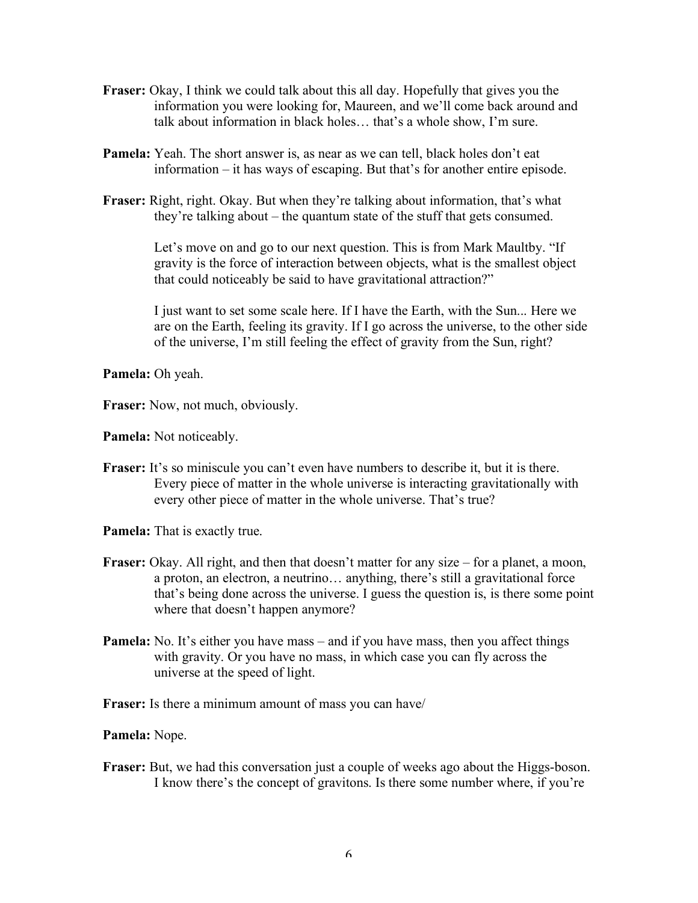**Fraser:** Okay, I think we could talk about this all day. Hopefully that gives you the information you were looking for, Maureen, and we'll come back around and talk about information in black holes… that's a whole show, I'm sure.

**Pamela:** Yeah. The short answer is, as near as we can tell, black holes don't eat information – it has ways of escaping. But that's for another entire episode.

**Fraser:** Right, right. Okay. But when they're talking about information, that's what they're talking about – the quantum state of the stuff that gets consumed.

Let's move on and go to our next question. This is from Mark Maultby. "If gravity is the force of interaction between objects, what is the smallest object that could noticeably be said to have gravitational attraction?"

I just want to set some scale here. If I have the Earth, with the Sun... Here we are on the Earth, feeling its gravity. If I go across the universe, to the other side of the universe, I'm still feeling the effect of gravity from the Sun, right?

**Pamela:** Oh yeah.

**Fraser:** Now, not much, obviously.

**Pamela:** Not noticeably.

**Fraser:** It's so miniscule you can't even have numbers to describe it, but it is there. Every piece of matter in the whole universe is interacting gravitationally with every other piece of matter in the whole universe. That's true?

**Pamela:** That is exactly true.

**Fraser:** Okay. All right, and then that doesn't matter for any size – for a planet, a moon, a proton, an electron, a neutrino… anything, there's still a gravitational force that's being done across the universe. I guess the question is, is there some point where that doesn't happen anymore?

**Pamela:** No. It's either you have mass – and if you have mass, then you affect things with gravity. Or you have no mass, in which case you can fly across the universe at the speed of light.

**Fraser:** Is there a minimum amount of mass you can have/

**Pamela:** Nope.

**Fraser:** But, we had this conversation just a couple of weeks ago about the Higgs-boson. I know there's the concept of gravitons. Is there some number where, if you're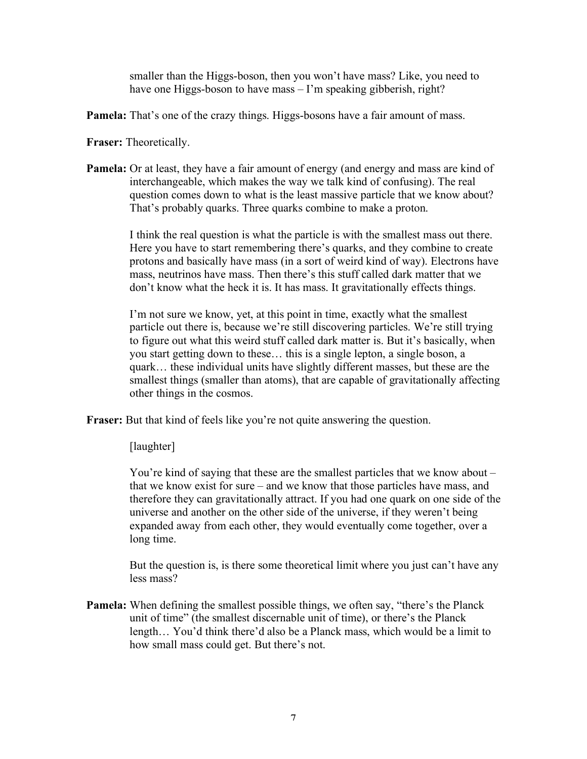smaller than the Higgs-boson, then you won't have mass? Like, you need to have one Higgs-boson to have mass – I'm speaking gibberish, right?

**Pamela:** That's one of the crazy things. Higgs-bosons have a fair amount of mass.

**Fraser:** Theoretically.

**Pamela:** Or at least, they have a fair amount of energy (and energy and mass are kind of interchangeable, which makes the way we talk kind of confusing). The real question comes down to what is the least massive particle that we know about? That's probably quarks. Three quarks combine to make a proton.

I think the real question is what the particle is with the smallest mass out there. Here you have to start remembering there's quarks, and they combine to create protons and basically have mass (in a sort of weird kind of way). Electrons have mass, neutrinos have mass. Then there's this stuff called dark matter that we don't know what the heck it is. It has mass. It gravitationally effects things.

I'm not sure we know, yet, at this point in time, exactly what the smallest particle out there is, because we're still discovering particles. We're still trying to figure out what this weird stuff called dark matter is. But it's basically, when you start getting down to these… this is a single lepton, a single boson, a quark… these individual units have slightly different masses, but these are the smallest things (smaller than atoms), that are capable of gravitationally affecting other things in the cosmos.

**Fraser:** But that kind of feels like you're not quite answering the question.

[laughter]

You're kind of saying that these are the smallest particles that we know about – that we know exist for sure – and we know that those particles have mass, and therefore they can gravitationally attract. If you had one quark on one side of the universe and another on the other side of the universe, if they weren't being expanded away from each other, they would eventually come together, over a long time.

But the question is, is there some theoretical limit where you just can't have any less mass?

**Pamela:** When defining the smallest possible things, we often say, "there's the Planck unit of time" (the smallest discernable unit of time), or there's the Planck length… You'd think there'd also be a Planck mass, which would be a limit to how small mass could get. But there's not.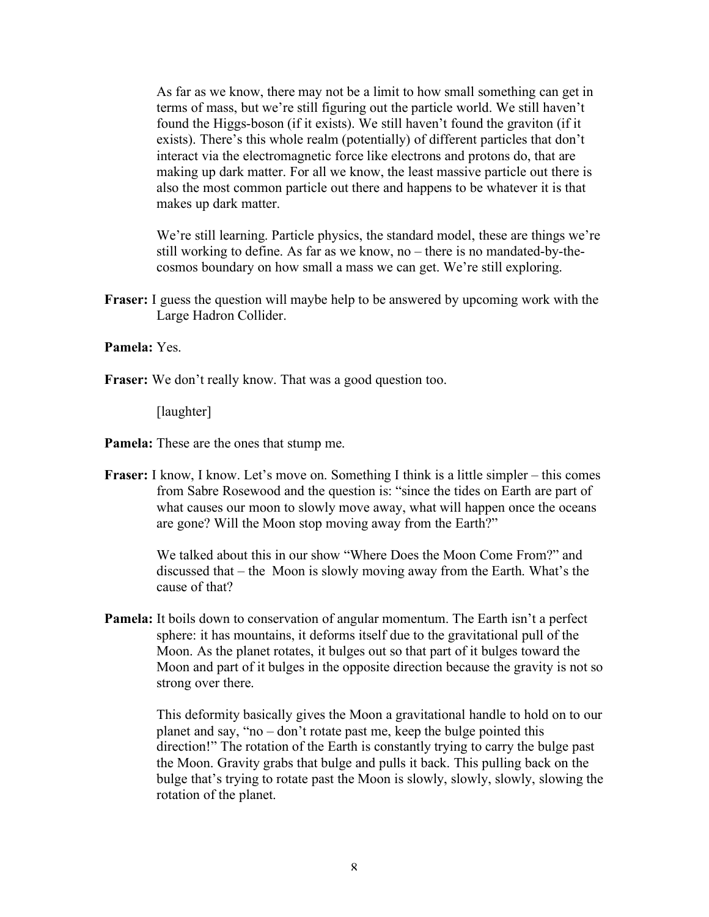As far as we know, there may not be a limit to how small something can get in terms of mass, but we're still figuring out the particle world. We still haven't found the Higgs-boson (if it exists). We still haven't found the graviton (if it exists). There's this whole realm (potentially) of different particles that don't interact via the electromagnetic force like electrons and protons do, that are making up dark matter. For all we know, the least massive particle out there is also the most common particle out there and happens to be whatever it is that makes up dark matter.

We're still learning. Particle physics, the standard model, these are things we're still working to define. As far as we know, no – there is no mandated-by-the-cosmos boundary on how small a mass we can get. We're still exploring.

**Fraser:** I guess the question will maybe help to be answered by upcoming work with the Large Hadron Collider.

**Pamela:** Yes.

**Fraser:** We don't really know. That was a good question too.

[laughter]

**Pamela:** These are the ones that stump me.

**Fraser:** I know, I know. Let's move on. Something I think is a little simpler – this comes from Sabre Rosewood and the question is: "since the tides on Earth are part of what causes our moon to slowly move away, what will happen once the oceans are gone? Will the Moon stop moving away from the Earth?"

We talked about this in our show "Where Does the Moon Come From?" and discussed that – the Moon is slowly moving away from the Earth. What's the cause of that?

**Pamela:** It boils down to conservation of angular momentum. The Earth isn't a perfect sphere: it has mountains, it deforms itself due to the gravitational pull of the Moon. As the planet rotates, it bulges out so that part of it bulges toward the Moon and part of it bulges in the opposite direction because the gravity is not so strong over there.

This deformity basically gives the Moon a gravitational handle to hold on to our planet and say, "no – don't rotate past me, keep the bulge pointed this direction!" The rotation of the Earth is constantly trying to carry the bulge past the Moon. Gravity grabs that bulge and pulls it back. This pulling back on the bulge that's trying to rotate past the Moon is slowly, slowly, slowly, slowing the rotation of the planet.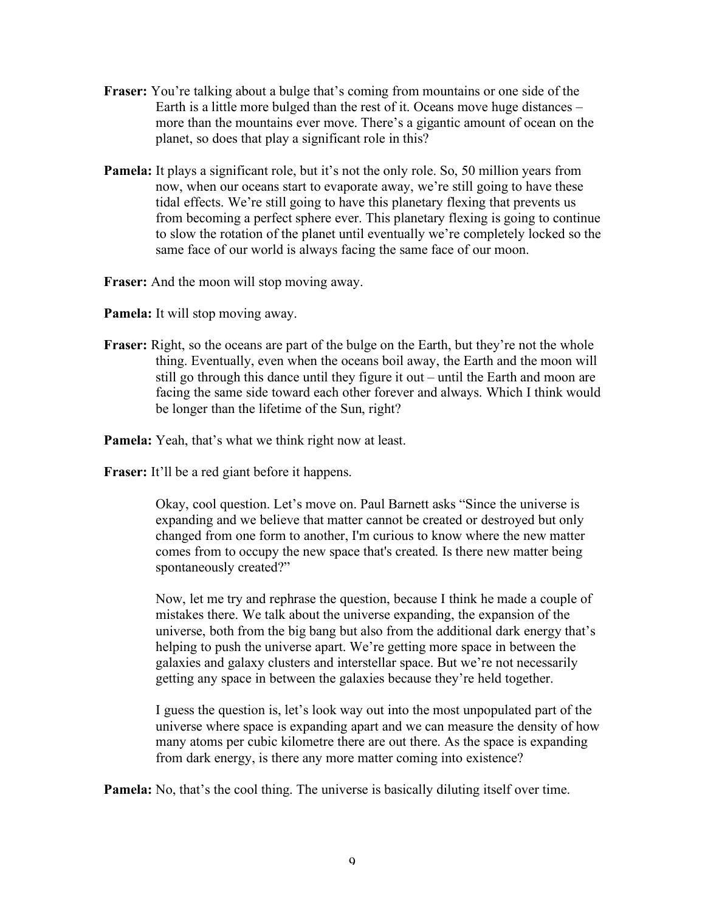**Fraser:** You're talking about a bulge that's coming from mountains or one side of the Earth is a little more bulged than the rest of it. Oceans move huge distances – more than the mountains ever move. There's a gigantic amount of ocean on the planet, so does that play a significant role in this?

**Pamela:** It plays a significant role, but it's not the only role. So, 50 million years from now, when our oceans start to evaporate away, we're still going to have these tidal effects. We're still going to have this planetary flexing that prevents us from becoming a perfect sphere ever. This planetary flexing is going to continue to slow the rotation of the planet until eventually we're completely locked so the same face of our world is always facing the same face of our moon.

**Fraser:** And the moon will stop moving away.

**Pamela:** It will stop moving away.

**Fraser:** Right, so the oceans are part of the bulge on the Earth, but they're not the whole thing. Eventually, even when the oceans boil away, the Earth and the moon will still go through this dance until they figure it out – until the Earth and moon are facing the same side toward each other forever and always. Which I think would be longer than the lifetime of the Sun, right?

**Pamela:** Yeah, that's what we think right now at least.

**Fraser:** It'll be a red giant before it happens.

Okay, cool question. Let's move on. Paul Barnett asks "Since the universe is expanding and we believe that matter cannot be created or destroyed but only changed from one form to another, I'm curious to know where the new matter comes from to occupy the new space that's created. Is there new matter being spontaneously created?"

Now, let me try and rephrase the question, because I think he made a couple of mistakes there. We talk about the universe expanding, the expansion of the universe, both from the big bang but also from the additional dark energy that's helping to push the universe apart. We're getting more space in between the galaxies and galaxy clusters and interstellar space. But we're not necessarily getting any space in between the galaxies because they're held together.

I guess the question is, let's look way out into the most unpopulated part of the universe where space is expanding apart and we can measure the density of how many atoms per cubic kilometre there are out there. As the space is expanding from dark energy, is there any more matter coming into existence?

**Pamela:** No, that's the cool thing. The universe is basically diluting itself over time.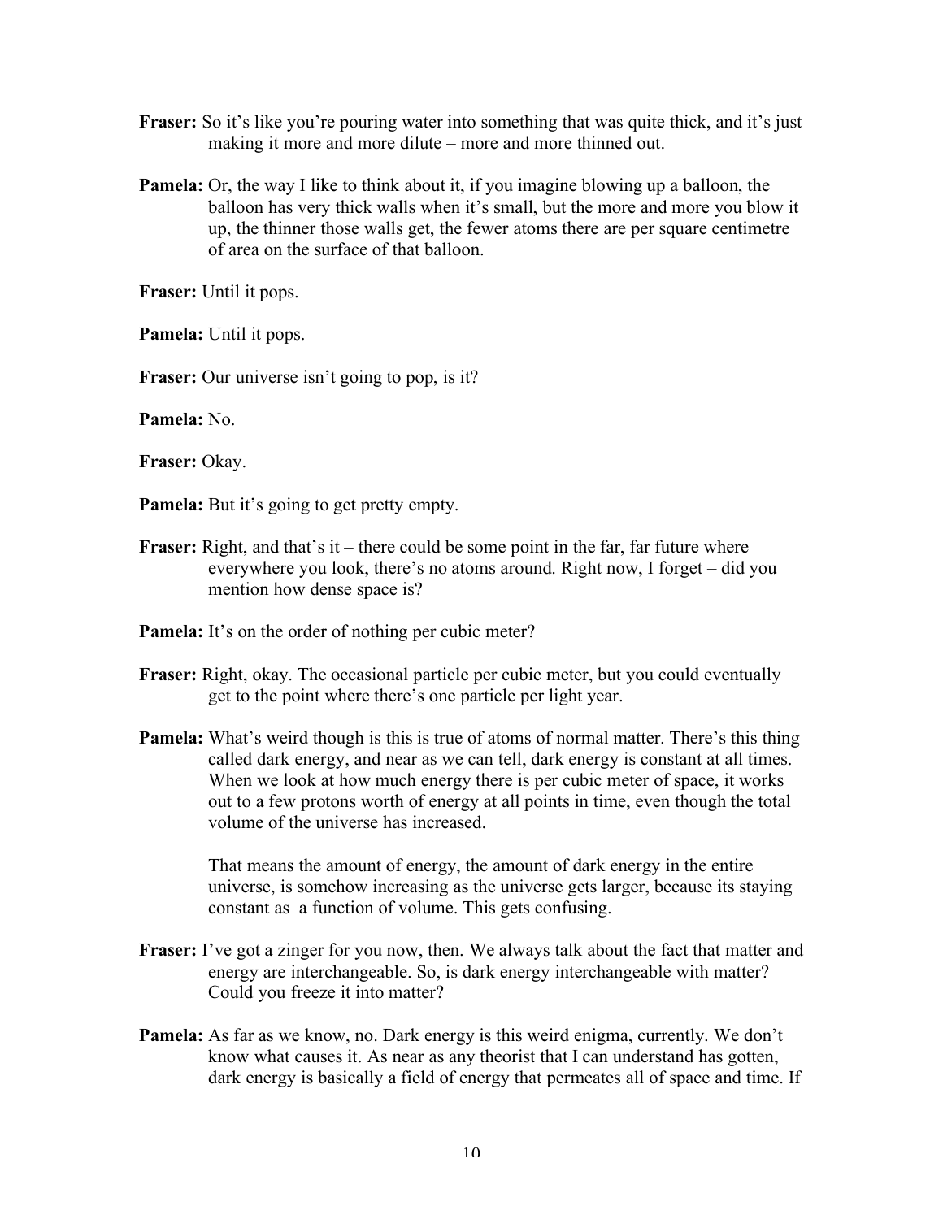**Fraser:** So it's like you're pouring water into something that was quite thick, and it's just making it more and more dilute – more and more thinned out.

**Pamela:** Or, the way I like to think about it, if you imagine blowing up a balloon, the balloon has very thick walls when it's small, but the more and more you blow it up, the thinner those walls get, the fewer atoms there are per square centimetre of area on the surface of that balloon.

**Fraser:** Until it pops.

**Pamela:** Until it pops.

**Fraser:** Our universe isn't going to pop, is it?

**Pamela:** No.

**Fraser:** Okay.

**Pamela:** But it's going to get pretty empty.

**Fraser:** Right, and that's it – there could be some point in the far, far future where everywhere you look, there's no atoms around. Right now, I forget – did you mention how dense space is?

**Pamela:** It's on the order of nothing per cubic meter?

**Fraser:** Right, okay. The occasional particle per cubic meter, but you could eventually get to the point where there's one particle per light year.

**Pamela:** What's weird though is this is true of atoms of normal matter. There's this thing called dark energy, and near as we can tell, dark energy is constant at all times. When we look at how much energy there is per cubic meter of space, it works out to a few protons worth of energy at all points in time, even though the total volume of the universe has increased.

That means the amount of energy, the amount of dark energy in the entire universe, is somehow increasing as the universe gets larger, because its staying constant as a function of volume. This gets confusing.

**Fraser:** I've got a zinger for you now, then. We always talk about the fact that matter and energy are interchangeable. So, is dark energy interchangeable with matter? Could you freeze it into matter?

**Pamela:** As far as we know, no. Dark energy is this weird enigma, currently. We don't know what causes it. As near as any theorist that I can understand has gotten, dark energy is basically a field of energy that permeates all of space and time. If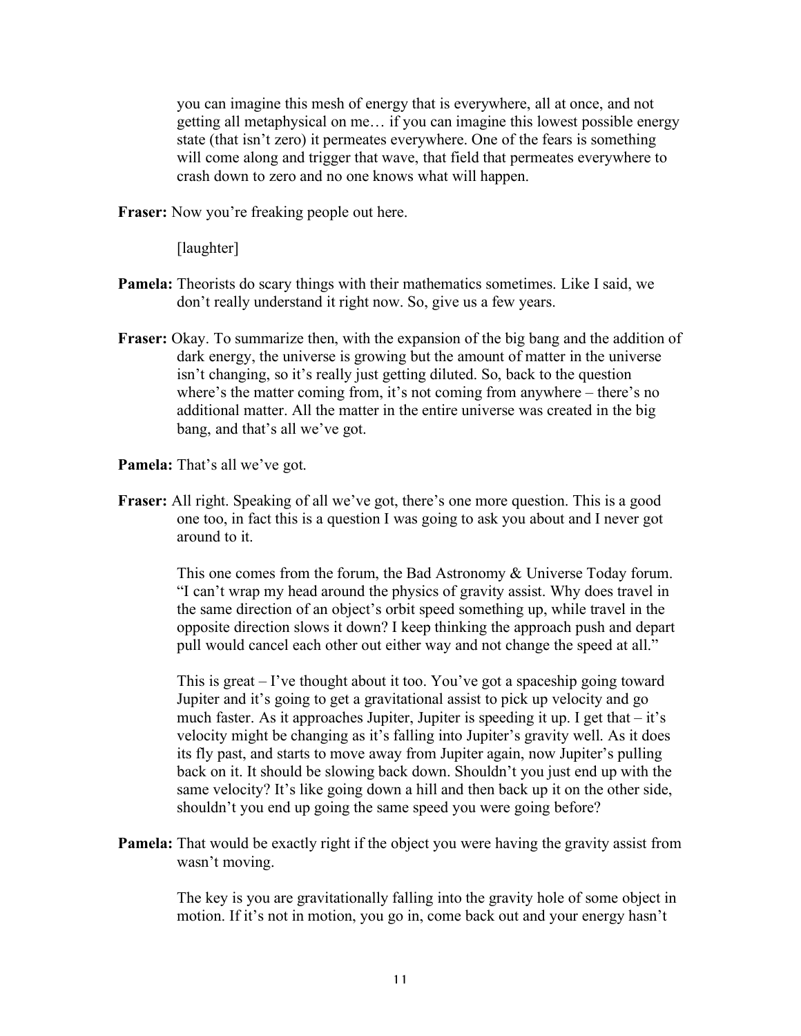you can imagine this mesh of energy that is everywhere, all at once, and not getting all metaphysical on me… if you can imagine this lowest possible energy state (that isn't zero) it permeates everywhere. One of the fears is something will come along and trigger that wave, that field that permeates everywhere to crash down to zero and no one knows what will happen.

**Fraser:** Now you're freaking people out here.

[laughter]

**Pamela:** Theorists do scary things with their mathematics sometimes. Like I said, we don't really understand it right now. So, give us a few years.

**Fraser:** Okay. To summarize then, with the expansion of the big bang and the addition of dark energy, the universe is growing but the amount of matter in the universe isn't changing, so it's really just getting diluted. So, back to the question where's the matter coming from, it's not coming from anywhere – there's no additional matter. All the matter in the entire universe was created in the big bang, and that's all we've got.

**Pamela:** That's all we've got.

**Fraser:** All right. Speaking of all we've got, there's one more question. This is a good one too, in fact this is a question I was going to ask you about and I never got around to it.

This one comes from the forum, the Bad Astronomy & Universe Today forum. "I can't wrap my head around the physics of gravity assist. Why does travel in the same direction of an object's orbit speed something up, while travel in the opposite direction slows it down? I keep thinking the approach push and depart pull would cancel each other out either way and not change the speed at all."

This is great – I've thought about it too. You've got a spaceship going toward Jupiter and it's going to get a gravitational assist to pick up velocity and go much faster. As it approaches Jupiter, Jupiter is speeding it up. I get that – it's velocity might be changing as it's falling into Jupiter's gravity well. As it does its fly past, and starts to move away from Jupiter again, now Jupiter's pulling back on it. It should be slowing back down. Shouldn't you just end up with the same velocity? It's like going down a hill and then back up it on the other side, shouldn't you end up going the same speed you were going before?

**Pamela:** That would be exactly right if the object you were having the gravity assist from wasn't moving.

The key is you are gravitationally falling into the gravity hole of some object in motion. If it's not in motion, you go in, come back out and your energy hasn't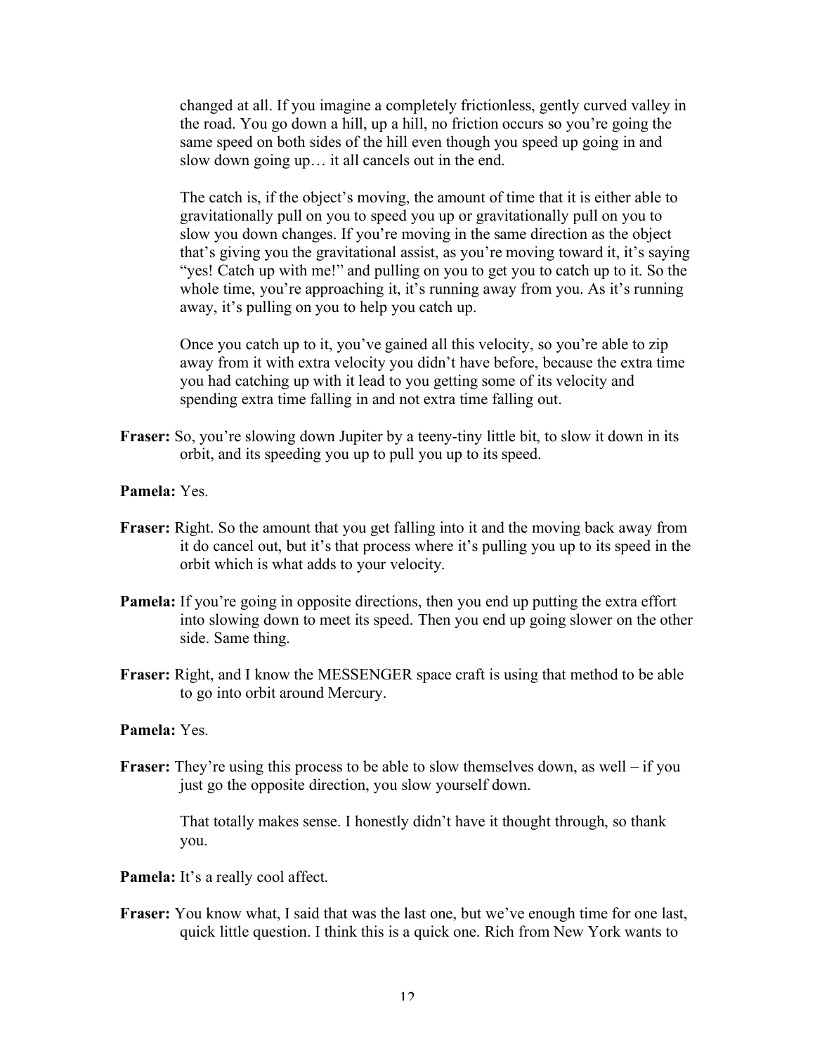changed at all. If you imagine a completely frictionless, gently curved valley in the road. You go down a hill, up a hill, no friction occurs so you're going the same speed on both sides of the hill even though you speed up going in and slow down going up… it all cancels out in the end.

The catch is, if the object's moving, the amount of time that it is either able to gravitationally pull on you to speed you up or gravitationally pull on you to slow you down changes. If you're moving in the same direction as the object that's giving you the gravitational assist, as you're moving toward it, it's saying "yes! Catch up with me!" and pulling on you to get you to catch up to it. So the whole time, you're approaching it, it's running away from you. As it's running away, it's pulling on you to help you catch up.

Once you catch up to it, you've gained all this velocity, so you're able to zip away from it with extra velocity you didn't have before, because the extra time you had catching up with it lead to you getting some of its velocity and spending extra time falling in and not extra time falling out.

**Fraser:** So, you're slowing down Jupiter by a teeny-tiny little bit, to slow it down in its orbit, and its speeding you up to pull you up to its speed.

**Pamela:** Yes.

**Fraser:** Right. So the amount that you get falling into it and the moving back away from it do cancel out, but it's that process where it's pulling you up to its speed in the orbit which is what adds to your velocity.

**Pamela:** If you're going in opposite directions, then you end up putting the extra effort into slowing down to meet its speed. Then you end up going slower on the other side. Same thing.

**Fraser:** Right, and I know the MESSENGER space craft is using that method to be able to go into orbit around Mercury.

**Pamela:** Yes.

**Fraser:** They're using this process to be able to slow themselves down, as well – if you just go the opposite direction, you slow yourself down.

That totally makes sense. I honestly didn't have it thought through, so thank you.

**Pamela:** It's a really cool affect.

**Fraser:** You know what, I said that was the last one, but we've enough time for one last, quick little question. I think this is a quick one. Rich from New York wants to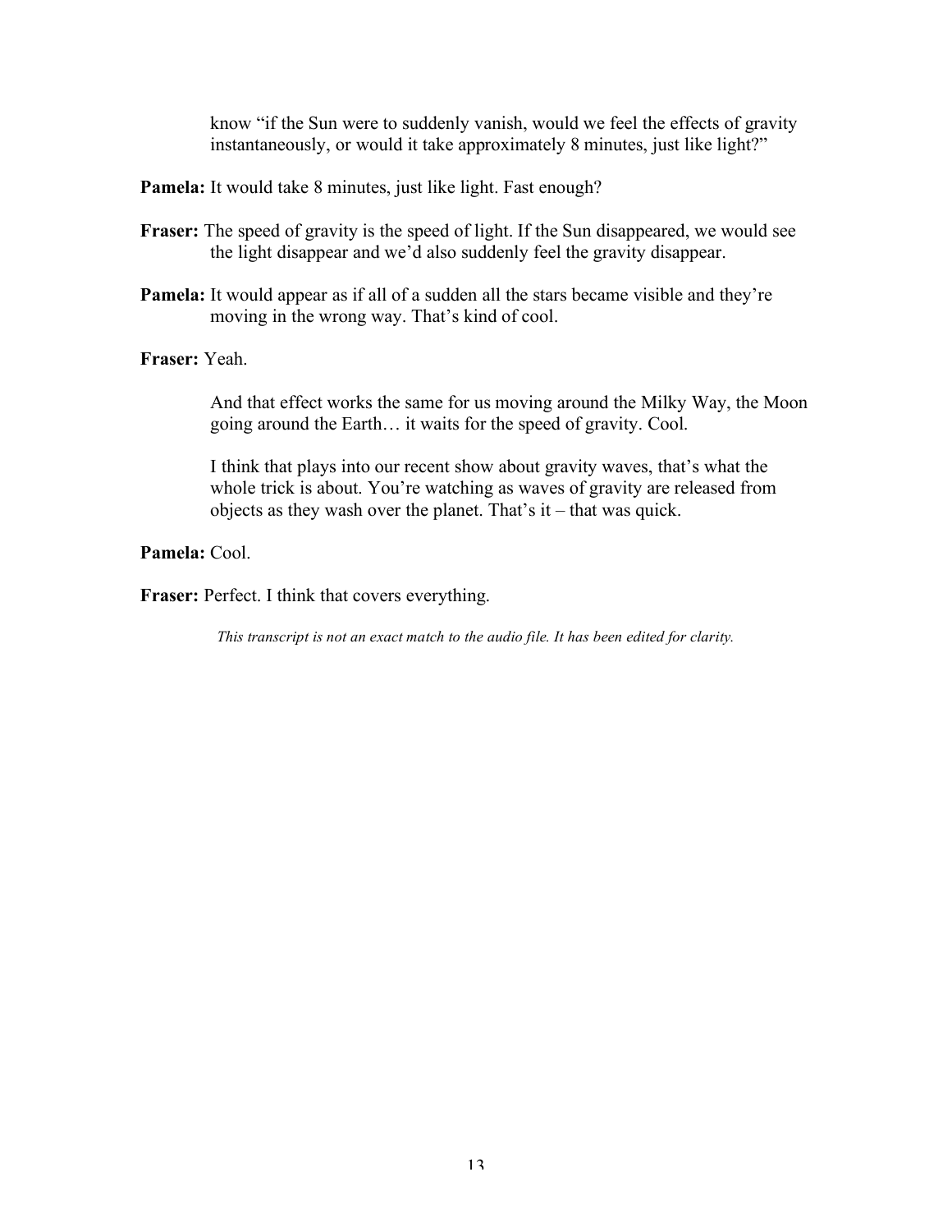know "if the Sun were to suddenly vanish, would we feel the effects of gravity instantaneously, or would it take approximately 8 minutes, just like light?"

**Pamela:** It would take 8 minutes, just like light. Fast enough?

**Fraser:** The speed of gravity is the speed of light. If the Sun disappeared, we would see the light disappear and we'd also suddenly feel the gravity disappear.

**Pamela:** It would appear as if all of a sudden all the stars became visible and they're moving in the wrong way. That's kind of cool.

**Fraser:** Yeah.

And that effect works the same for us moving around the Milky Way, the Moon going around the Earth… it waits for the speed of gravity. Cool.

I think that plays into our recent show about gravity waves, that's what the whole trick is about. You're watching as waves of gravity are released from objects as they wash over the planet. That's it – that was quick.

**Pamela:** Cool.

**Fraser:** Perfect. I think that covers everything.

*This transcript is not an exact match to the audio file. It has been edited for clarity.*